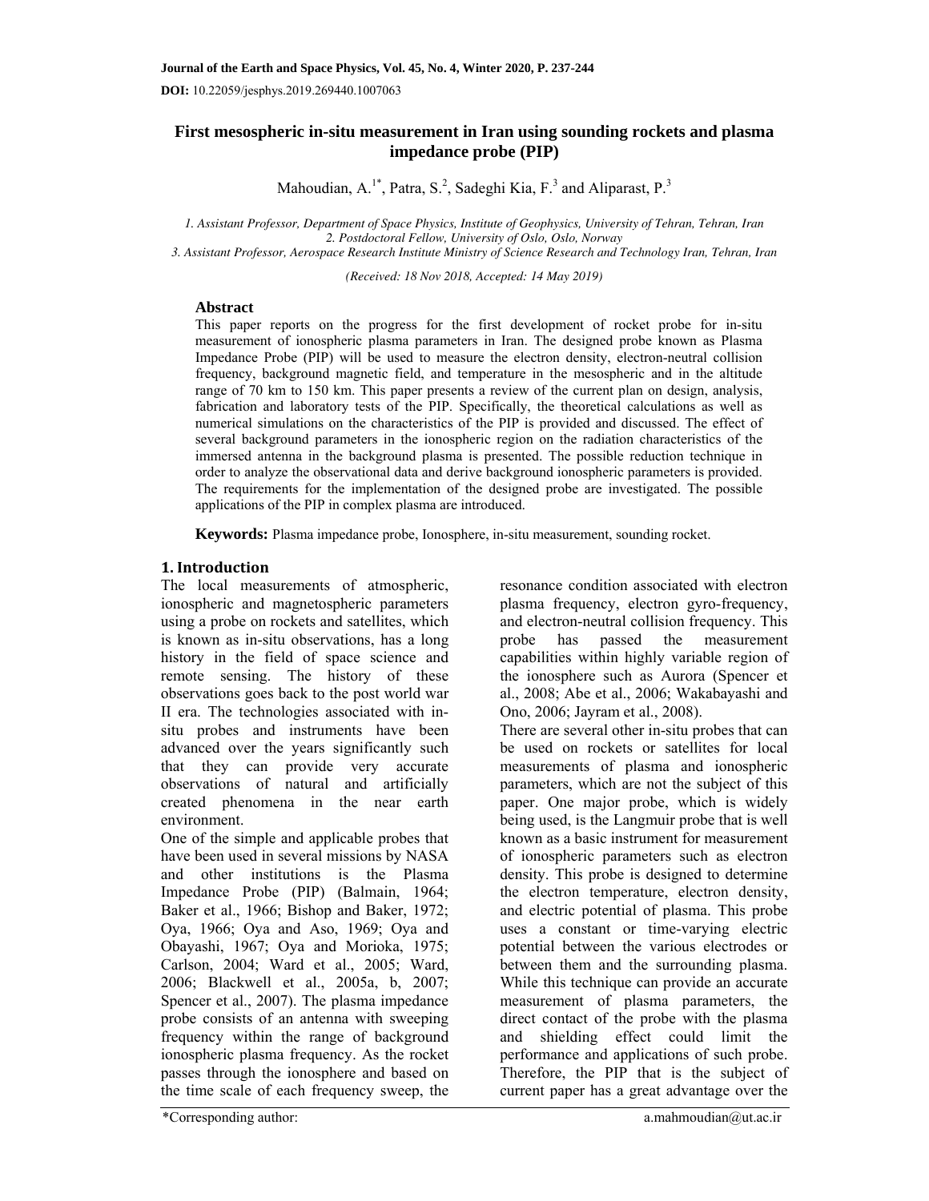# First mesospheric in-situ measurement in Iran using sounding rockets and plasma impedance probe (PIP)

Mahoudian, A.[1*], Patra, S.[2], Sadeghi Kia, F.[3] and Aliparast, P.[3]

*1. Assistant Professor, Department of Space Physics, Institute of Geophysics, University of Tehran, Tehran, Iran*
*2. Postdoctoral Fellow, University of Oslo, Oslo, Norway*
*3. Assistant Professor, Aerospace Research Institute Ministry of Science Research and Technology Iran, Tehran, Iran*

*(Received: 18 Nov 2018, Accepted: 14 May 2019)*

## Abstract

This paper reports on the progress for the first development of rocket probe for in-situ measurement of ionospheric plasma parameters in Iran. The designed probe known as Plasma Impedance Probe (PIP) will be used to measure the electron density, electron-neutral collision frequency, background magnetic field, and temperature in the mesospheric and in the altitude range of 70 km to 150 km. This paper presents a review of the current plan on design, analysis, fabrication and laboratory tests of the PIP. Specifically, the theoretical calculations as well as numerical simulations on the characteristics of the PIP is provided and discussed. The effect of several background parameters in the ionospheric region on the radiation characteristics of the immersed antenna in the background plasma is presented. The possible reduction technique in order to analyze the observational data and derive background ionospheric parameters is provided. The requirements for the implementation of the designed probe are investigated. The possible applications of the PIP in complex plasma are introduced.

**Keywords:** Plasma impedance probe, Ionosphere, in-situ measurement, sounding rocket.

## 1. Introduction

The local measurements of atmospheric, ionospheric and magnetospheric parameters using a probe on rockets and satellites, which is known as in-situ observations, has a long history in the field of space science and remote sensing. The history of these observations goes back to the post world war II era. The technologies associated with in-situ probes and instruments have been advanced over the years significantly such that they can provide very accurate observations of natural and artificially created phenomena in the near earth environment.

One of the simple and applicable probes that have been used in several missions by NASA and other institutions is the Plasma Impedance Probe (PIP) (Balmain, 1964; Baker et al., 1966; Bishop and Baker, 1972; Oya, 1966; Oya and Aso, 1969; Oya and Obayashi, 1967; Oya and Morioka, 1975; Carlson, 2004; Ward et al., 2005; Ward, 2006; Blackwell et al., 2005a, b, 2007; Spencer et al., 2007). The plasma impedance probe consists of an antenna with sweeping frequency within the range of background ionospheric plasma frequency. As the rocket passes through the ionosphere and based on the time scale of each frequency sweep, the resonance condition associated with electron plasma frequency, electron gyro-frequency, and electron-neutral collision frequency. This probe has passed the measurement capabilities within highly variable region of the ionosphere such as Aurora (Spencer et al., 2008; Abe et al., 2006; Wakabayashi and Ono, 2006; Jayram et al., 2008).

There are several other in-situ probes that can be used on rockets or satellites for local measurements of plasma and ionospheric parameters, which are not the subject of this paper. One major probe, which is widely being used, is the Langmuir probe that is well known as a basic instrument for measurement of ionospheric parameters such as electron density. This probe is designed to determine the electron temperature, electron density, and electric potential of plasma. This probe uses a constant or time-varying electric potential between the various electrodes or between them and the surrounding plasma. While this technique can provide an accurate measurement of plasma parameters, the direct contact of the probe with the plasma and shielding effect could limit the performance and applications of such probe. Therefore, the PIP that is the subject of current paper has a great advantage over the

*Corresponding author: a.mahmoudian@ut.ac.ir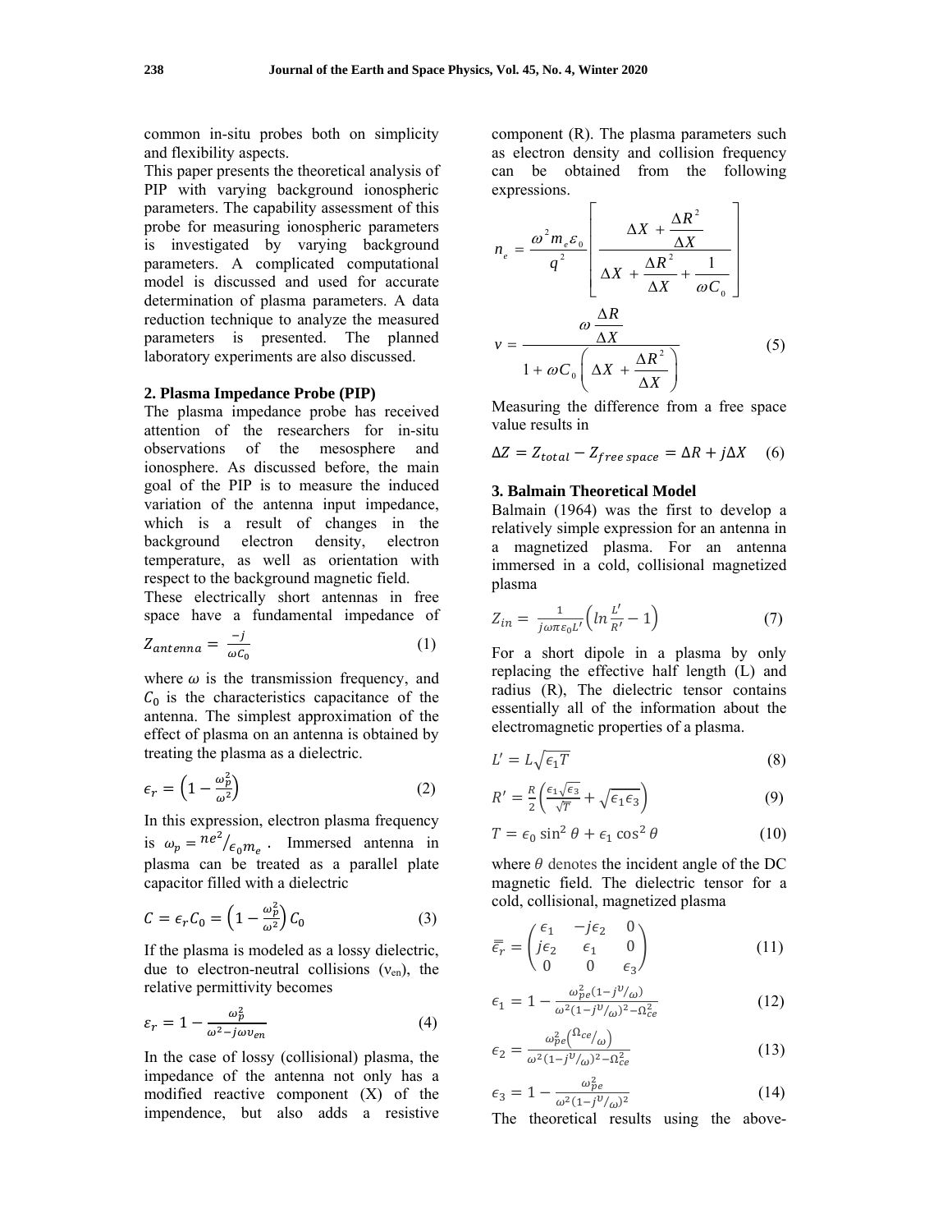common in-situ probes both on simplicity and flexibility aspects.

This paper presents the theoretical analysis of PIP with varying background ionospheric parameters. The capability assessment of this probe for measuring ionospheric parameters is investigated by varying background parameters. A complicated computational model is discussed and used for accurate determination of plasma parameters. A data reduction technique to analyze the measured parameters is presented. The planned laboratory experiments are also discussed.

## 2. Plasma Impedance Probe (PIP)

The plasma impedance probe has received attention of the researchers for in-situ observations of the mesosphere and ionosphere. As discussed before, the main goal of the PIP is to measure the induced variation of the antenna input impedance, which is a result of changes in the background electron density, electron temperature, as well as orientation with respect to the background magnetic field.

These electrically short antennas in free space have a fundamental impedance of

$$Z_{antenna} = \frac{-j}{\omega C_0} \tag{1}$$

where $\omega$ is the transmission frequency, and $C_0$ is the characteristics capacitance of the antenna. The simplest approximation of the effect of plasma on an antenna is obtained by treating the plasma as a dielectric.

$$\epsilon_r = \left(1 - \frac{\omega_p^2}{\omega^2}\right) \tag{2}$$

In this expression, electron plasma frequency is $\omega_p = {ne^2}/{\epsilon_0 m_e}$. Immersed antenna in plasma can be treated as a parallel plate capacitor filled with a dielectric

$$C = \epsilon_r C_0 = \left(1 - \frac{\omega_p^2}{\omega^2}\right) C_0 \tag{3}$$

If the plasma is modeled as a lossy dielectric, due to electron-neutral collisions ($\nu_{en}$), the relative permittivity becomes

$$\varepsilon_r = 1 - \frac{\omega_p^2}{\omega^2 - j\omega v_{en}} \tag{4}$$

In the case of lossy (collisional) plasma, the impedance of the antenna not only has a modified reactive component (X) of the impendence, but also adds a resistive component (R). The plasma parameters such as electron density and collision frequency can be obtained from the following expressions.

$$n_e = \frac{\omega^2 m_e \varepsilon_0}{q^2} \left[ \frac{\Delta X + \frac{\Delta R^2}{\Delta X}}{\Delta X + \frac{\Delta R^2}{\Delta X} + \frac{1}{\omega C_0}} \right]$$

$$v = \frac{\omega \frac{\Delta R}{\Delta X}}{1 + \omega C_0 \left( \Delta X + \frac{\Delta R^2}{\Delta X} \right)} \tag{5}$$

Measuring the difference from a free space value results in

$$\Delta Z = Z_{total} - Z_{free\ space} = \Delta R + j\Delta X \tag{6}$$

## 3. Balmain Theoretical Model

Balmain (1964) was the first to develop a relatively simple expression for an antenna in a magnetized plasma. For an antenna immersed in a cold, collisional magnetized plasma

$$Z_{in} = \frac{1}{j\omega\pi\varepsilon_0 L'} \left( \ln \frac{L'}{R'} - 1 \right) \tag{7}$$

For a short dipole in a plasma by only replacing the effective half length (L) and radius (R), The dielectric tensor contains essentially all of the information about the electromagnetic properties of a plasma.

$$L' = L\sqrt{\epsilon_1 T} \tag{8}$$

$$R' = \frac{R}{2} \left( \frac{\epsilon_1 \sqrt{\epsilon_3}}{\sqrt{T}} + \sqrt{\epsilon_1 \epsilon_3} \right) \tag{9}$$

$$T = \epsilon_0 \sin^2 \theta + \epsilon_1 \cos^2 \theta \tag{10}$$

where $\theta$ denotes the incident angle of the DC magnetic field. The dielectric tensor for a cold, collisional, magnetized plasma

$$\overline{\overline{\epsilon_r}} = \begin{pmatrix} \epsilon_1 & -j\epsilon_2 & 0 \\ j\epsilon_2 & \epsilon_1 & 0 \\ 0 & 0 & \epsilon_3 \end{pmatrix} \tag{11}$$

$$\epsilon_1 = 1 - \frac{\omega_{pe}^2 (1 - j^{\upsilon}/_{\omega})}{\omega^2 (1 - j^{\upsilon}/_{\omega})^2 - \Omega_{ce}^2} \tag{12}$$

$$\epsilon_2 = \frac{\omega_{pe}^2 \left( {}^{\Omega_{ce}}/_{\omega} \right)}{\omega^2 (1 - j^{\upsilon}/_{\omega})^2 - \Omega_{ce}^2} \tag{13}$$

$$\epsilon_3 = 1 - \frac{\omega_{pe}^2}{\omega^2 (1 - j^{\upsilon}/_{\omega})^2} \tag{14}$$

The theoretical results using the above-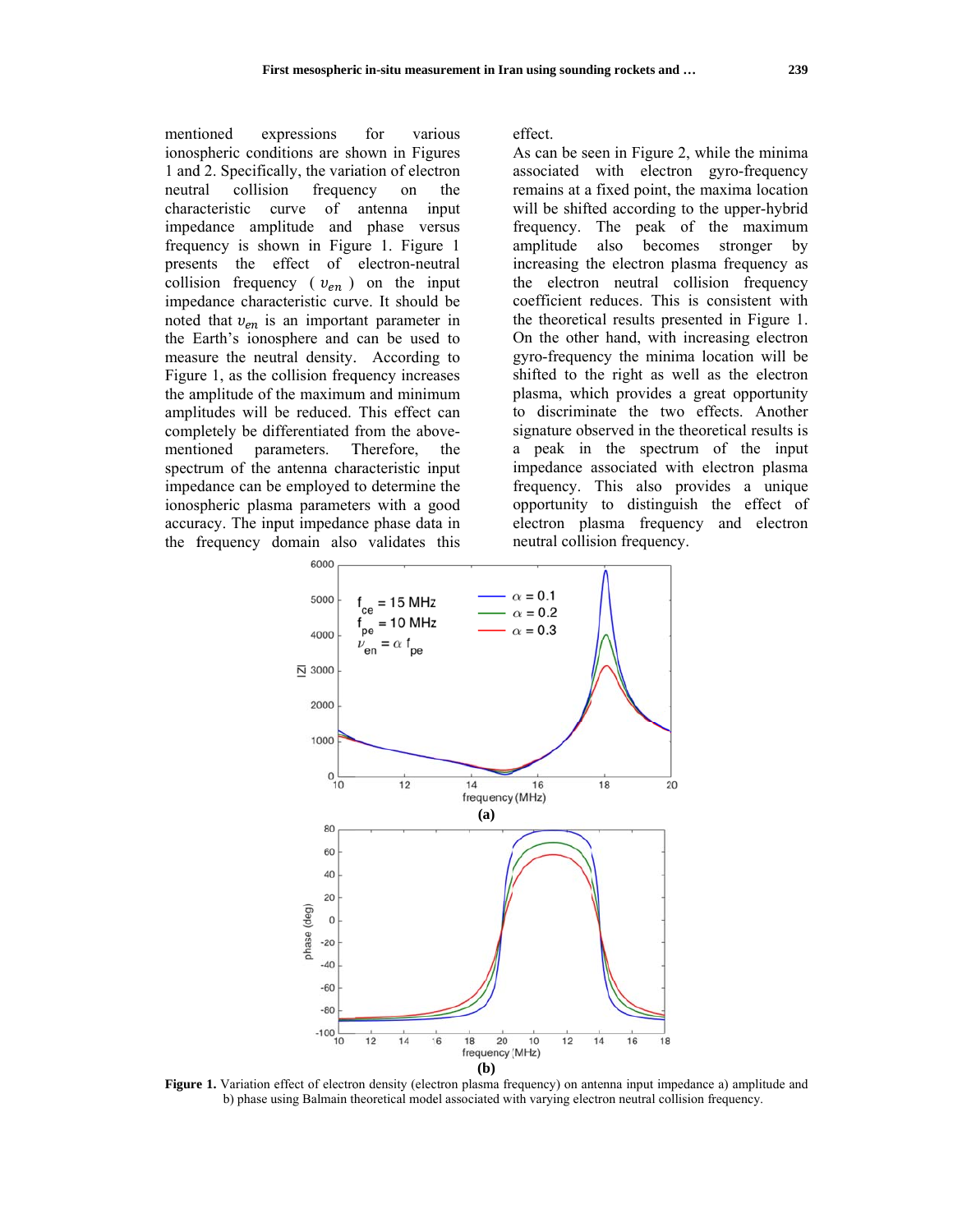mentioned expressions for various ionospheric conditions are shown in Figures 1 and 2. Specifically, the variation of electron neutral collision frequency on the characteristic curve of antenna input impedance amplitude and phase versus frequency is shown in Figure 1. Figure 1 presents the effect of electron-neutral collision frequency ( $\upsilon_{en}$ ) on the input impedance characteristic curve. It should be noted that $\upsilon_{en}$ is an important parameter in the Earth's ionosphere and can be used to measure the neutral density. According to Figure 1, as the collision frequency increases the amplitude of the maximum and minimum amplitudes will be reduced. This effect can completely be differentiated from the above-mentioned parameters. Therefore, the spectrum of the antenna characteristic input impedance can be employed to determine the ionospheric plasma parameters with a good accuracy. The input impedance phase data in the frequency domain also validates this effect.

As can be seen in Figure 2, while the minima associated with electron gyro-frequency remains at a fixed point, the maxima location will be shifted according to the upper-hybrid frequency. The peak of the maximum amplitude also becomes stronger by increasing the electron plasma frequency as the electron neutral collision frequency coefficient reduces. This is consistent with the theoretical results presented in Figure 1. On the other hand, with increasing electron gyro-frequency the minima location will be shifted to the right as well as the electron plasma, which provides a great opportunity to discriminate the two effects. Another signature observed in the theoretical results is a peak in the spectrum of the input impedance associated with electron plasma frequency. This also provides a unique opportunity to distinguish the effect of electron plasma frequency and electron neutral collision frequency.

**Figure 1.** Variation effect of electron density (electron plasma frequency) on antenna input impedance a) amplitude and b) phase using Balmain theoretical model associated with varying electron neutral collision frequency.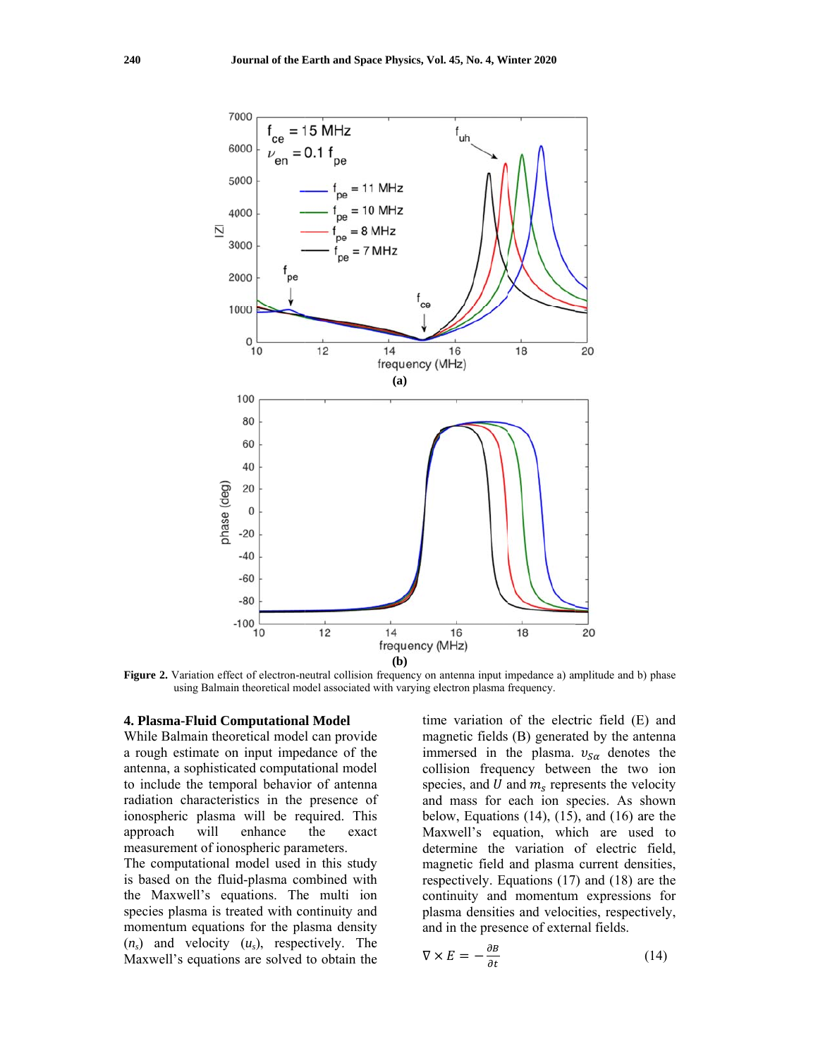**Figure 2.** Variation effect of electron-neutral collision frequency on antenna input impedance a) amplitude and b) phase using Balmain theoretical model associated with varying electron plasma frequency.

## 4. Plasma-Fluid Computational Model

While Balmain theoretical model can provide a rough estimate on input impedance of the antenna, a sophisticated computational model to include the temporal behavior of antenna radiation characteristics in the presence of ionospheric plasma will be required. This approach will enhance the exact measurement of ionospheric parameters.

The computational model used in this study is based on the fluid-plasma combined with the Maxwell's equations. The multi ion species plasma is treated with continuity and momentum equations for the plasma density ($n_s$) and velocity ($u_s$), respectively. The Maxwell's equations are solved to obtain the time variation of the electric field (E) and magnetic fields (B) generated by the antenna immersed in the plasma. $v_{S\alpha}$ denotes the collision frequency between the two ion species, and $U$ and $m_s$ represents the velocity and mass for each ion species. As shown below, Equations (14), (15), and (16) are the Maxwell's equation, which are used to determine the variation of electric field, magnetic field and plasma current densities, respectively. Equations (17) and (18) are the continuity and momentum expressions for plasma densities and velocities, respectively, and in the presence of external fields.

$$\nabla \times E = -\frac{\partial B}{\partial t} \tag{14}$$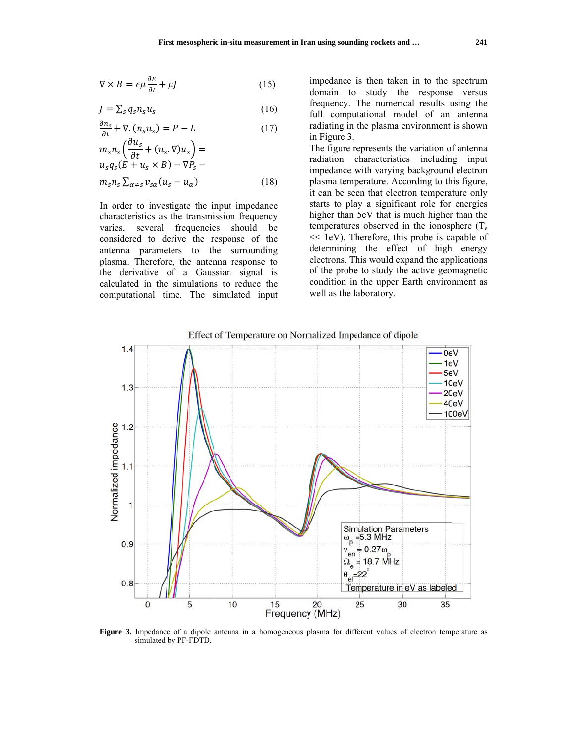$$\nabla \times B = \epsilon\mu \frac{\partial E}{\partial t} + \mu J \tag{15}$$

$$J = \sum_s q_s n_s u_s \tag{16}$$

$$\frac{\partial n_s}{\partial t} + \nabla.(n_s u_s) = P - L \tag{17}$$

$$m_s n_s \left( \frac{\partial u_s}{\partial t} + (u_s.\nabla) u_s \right) = u_s q_s (E + u_s \times B) - \nabla P_s - m_s n_s \sum_{\alpha \neq s} v_{s\alpha} (u_s - u_\alpha) \tag{18}$$

In order to investigate the input impedance characteristics as the transmission frequency varies, several frequencies should be considered to derive the response of the antenna parameters to the surrounding plasma. Therefore, the antenna response to the derivative of a Gaussian signal is calculated in the simulations to reduce the computational time. The simulated input impedance is then taken in to the spectrum domain to study the response versus frequency. The numerical results using the full computational model of an antenna radiating in the plasma environment is shown in Figure 3.

The figure represents the variation of antenna radiation characteristics including input impedance with varying background electron plasma temperature. According to this figure, it can be seen that electron temperature only starts to play a significant role for energies higher than 5eV that is much higher than the temperatures observed in the ionosphere ($T_e$ << 1eV). Therefore, this probe is capable of determining the effect of high energy electrons. This would expand the applications of the probe to study the active geomagnetic condition in the upper Earth environment as well as the laboratory.

**Figure 3.** Impedance of a dipole antenna in a homogeneous plasma for different values of electron temperature as simulated by PF-FDTD.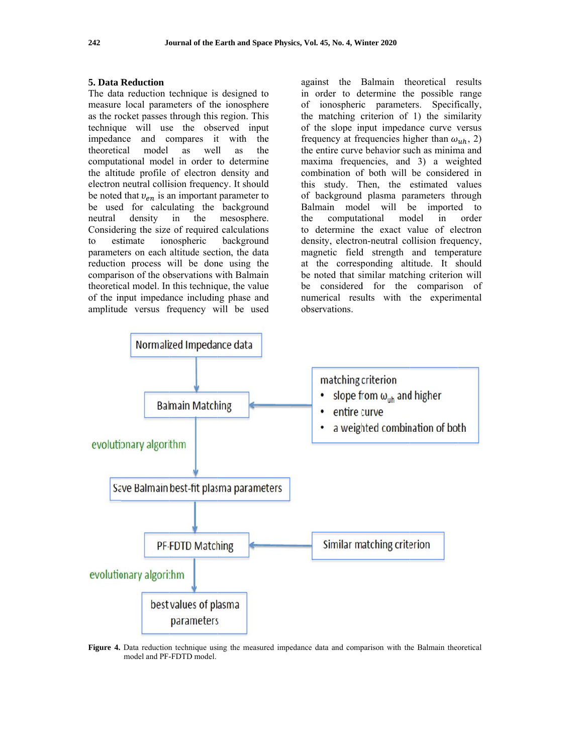## 5. Data Reduction

The data reduction technique is designed to measure local parameters of the ionosphere as the rocket passes through this region. This technique will use the observed input impedance and compares it with the theoretical model as well as the computational model in order to determine the altitude profile of electron density and electron neutral collision frequency. It should be noted that $\upsilon_{en}$ is an important parameter to be used for calculating the background neutral density in the mesosphere. Considering the size of required calculations to estimate ionospheric background parameters on each altitude section, the data reduction process will be done using the comparison of the observations with Balmain theoretical model. In this technique, the value of the input impedance including phase and amplitude versus frequency will be used against the Balmain theoretical results in order to determine the possible range of ionospheric parameters. Specifically, the matching criterion of 1) the similarity of the slope input impedance curve versus frequency at frequencies higher than $\omega_{uh}$, 2) the entire curve behavior such as minima and maxima frequencies, and 3) a weighted combination of both will be considered in this study. Then, the estimated values of background plasma parameters through Balmain model will be imported to the computational model in order to determine the exact value of electron density, electron-neutral collision frequency, magnetic field strength and temperature at the corresponding altitude. It should be noted that similar matching criterion will be considered for the comparison of numerical results with the experimental observations.

Normalized Impedance data → Balmain Matching (matching criterion: slope from $\omega_{uh}$ and higher; entire curve; a weighted combination of both) → evolutionary algorithm → Save Balmain best-fit plasma parameters → PF-FDTD Matching (Similar matching criterion) → evolutionary algorithm → best values of plasma parameters

**Figure 4.** Data reduction technique using the measured impedance data and comparison with the Balmain theoretical model and PF-FDTD model.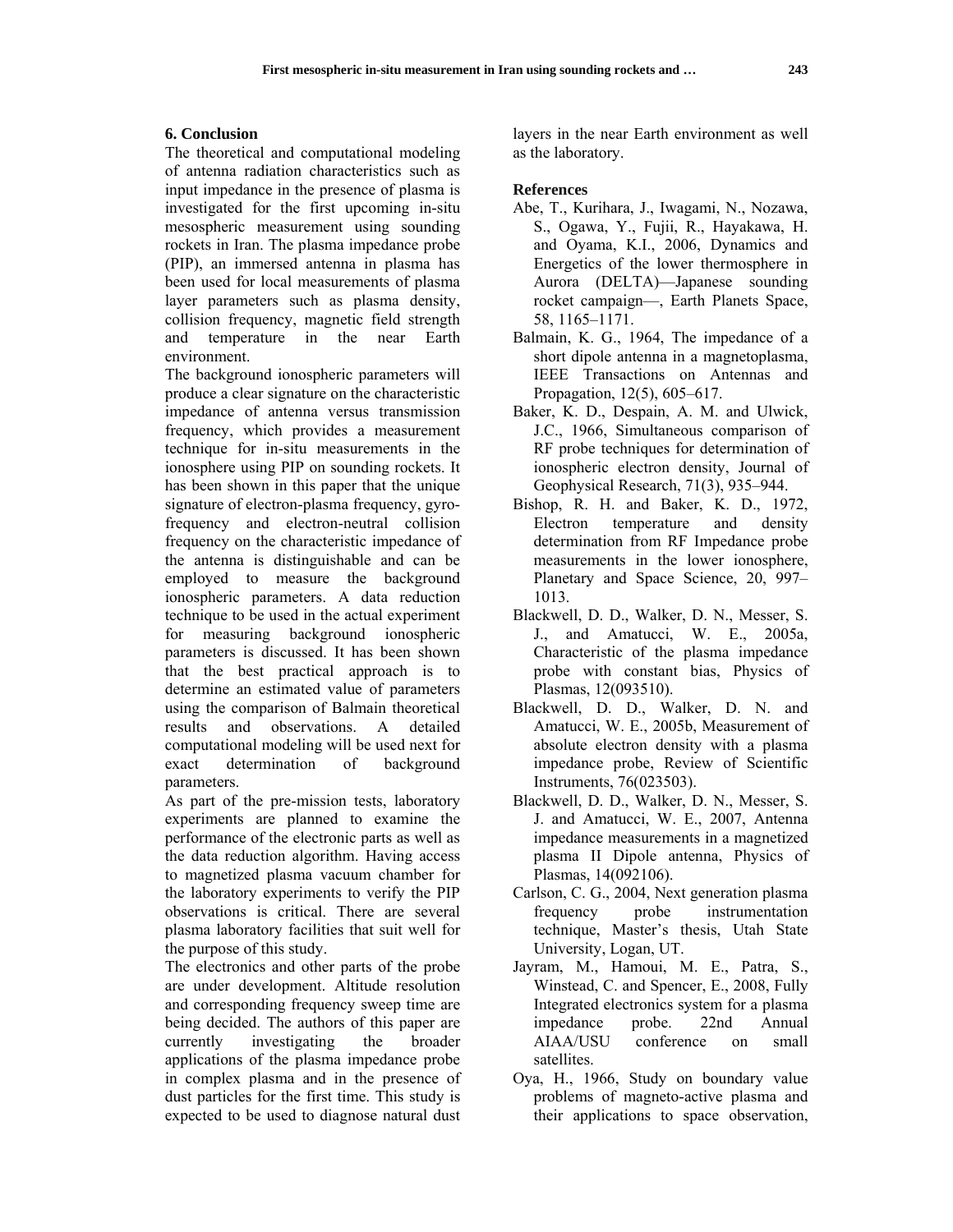## 6. Conclusion

The theoretical and computational modeling of antenna radiation characteristics such as input impedance in the presence of plasma is investigated for the first upcoming in-situ mesospheric measurement using sounding rockets in Iran. The plasma impedance probe (PIP), an immersed antenna in plasma has been used for local measurements of plasma layer parameters such as plasma density, collision frequency, magnetic field strength and temperature in the near Earth environment.

The background ionospheric parameters will produce a clear signature on the characteristic impedance of antenna versus transmission frequency, which provides a measurement technique for in-situ measurements in the ionosphere using PIP on sounding rockets. It has been shown in this paper that the unique signature of electron-plasma frequency, gyro-frequency and electron-neutral collision frequency on the characteristic impedance of the antenna is distinguishable and can be employed to measure the background ionospheric parameters. A data reduction technique to be used in the actual experiment for measuring background ionospheric parameters is discussed. It has been shown that the best practical approach is to determine an estimated value of parameters using the comparison of Balmain theoretical results and observations. A detailed computational modeling will be used next for exact determination of background parameters.

As part of the pre-mission tests, laboratory experiments are planned to examine the performance of the electronic parts as well as the data reduction algorithm. Having access to magnetized plasma vacuum chamber for the laboratory experiments to verify the PIP observations is critical. There are several plasma laboratory facilities that suit well for the purpose of this study.

The electronics and other parts of the probe are under development. Altitude resolution and corresponding frequency sweep time are being decided. The authors of this paper are currently investigating the broader applications of the plasma impedance probe in complex plasma and in the presence of dust particles for the first time. This study is expected to be used to diagnose natural dust layers in the near Earth environment as well as the laboratory.

## References

- Abe, T., Kurihara, J., Iwagami, N., Nozawa, S., Ogawa, Y., Fujii, R., Hayakawa, H. and Oyama, K.I., 2006, Dynamics and Energetics of the lower thermosphere in Aurora (DELTA)—Japanese sounding rocket campaign—, Earth Planets Space, 58, 1165–1171.
- Balmain, K. G., 1964, The impedance of a short dipole antenna in a magnetoplasma, IEEE Transactions on Antennas and Propagation, 12(5), 605–617.
- Baker, K. D., Despain, A. M. and Ulwick, J.C., 1966, Simultaneous comparison of RF probe techniques for determination of ionospheric electron density, Journal of Geophysical Research, 71(3), 935–944.
- Bishop, R. H. and Baker, K. D., 1972, Electron temperature and density determination from RF Impedance probe measurements in the lower ionosphere, Planetary and Space Science, 20, 997–1013.
- Blackwell, D. D., Walker, D. N., Messer, S. J., and Amatucci, W. E., 2005a, Characteristic of the plasma impedance probe with constant bias, Physics of Plasmas, 12(093510).
- Blackwell, D. D., Walker, D. N. and Amatucci, W. E., 2005b, Measurement of absolute electron density with a plasma impedance probe, Review of Scientific Instruments, 76(023503).
- Blackwell, D. D., Walker, D. N., Messer, S. J. and Amatucci, W. E., 2007, Antenna impedance measurements in a magnetized plasma II Dipole antenna, Physics of Plasmas, 14(092106).
- Carlson, C. G., 2004, Next generation plasma frequency probe instrumentation technique, Master's thesis, Utah State University, Logan, UT.
- Jayram, M., Hamoui, M. E., Patra, S., Winstead, C. and Spencer, E., 2008, Fully Integrated electronics system for a plasma impedance probe. 22nd Annual AIAA/USU conference on small satellites.
- Oya, H., 1966, Study on boundary value problems of magneto-active plasma and their applications to space observation,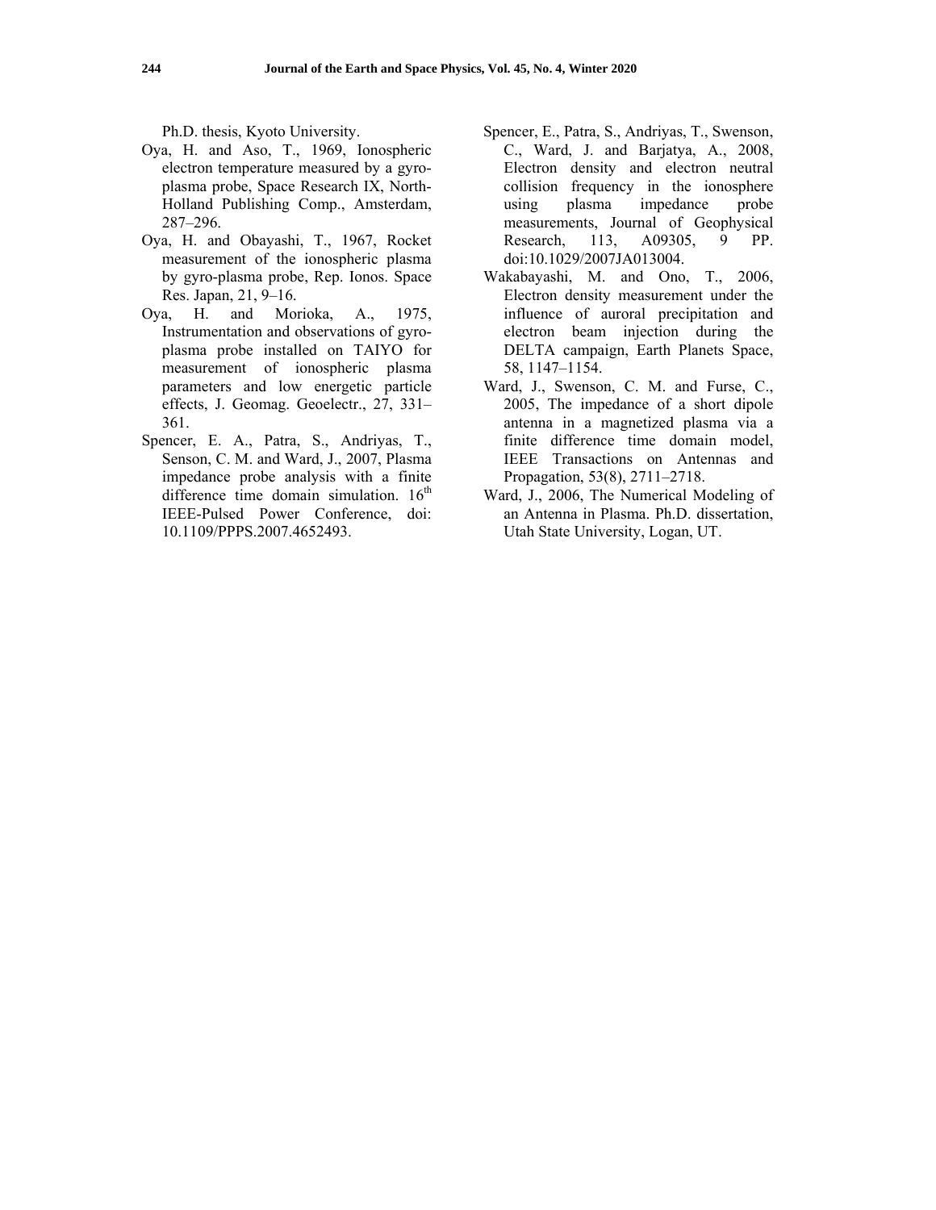Ph.D. thesis, Kyoto University.

Oya, H. and Aso, T., 1969, Ionospheric electron temperature measured by a gyro-plasma probe, Space Research IX, North-Holland Publishing Comp., Amsterdam, 287–296.

Oya, H. and Obayashi, T., 1967, Rocket measurement of the ionospheric plasma by gyro-plasma probe, Rep. Ionos. Space Res. Japan, 21, 9–16.

Oya, H. and Morioka, A., 1975, Instrumentation and observations of gyro-plasma probe installed on TAIYO for measurement of ionospheric plasma parameters and low energetic particle effects, J. Geomag. Geoelectr., 27, 331–361.

Spencer, E. A., Patra, S., Andriyas, T., Senson, C. M. and Ward, J., 2007, Plasma impedance probe analysis with a finite difference time domain simulation. 16th IEEE-Pulsed Power Conference, doi: 10.1109/PPPS.2007.4652493.

Spencer, E., Patra, S., Andriyas, T., Swenson, C., Ward, J. and Barjatya, A., 2008, Electron density and electron neutral collision frequency in the ionosphere using plasma impedance probe measurements, Journal of Geophysical Research, 113, A09305, 9 PP. doi:10.1029/2007JA013004.

Wakabayashi, M. and Ono, T., 2006, Electron density measurement under the influence of auroral precipitation and electron beam injection during the DELTA campaign, Earth Planets Space, 58, 1147–1154.

Ward, J., Swenson, C. M. and Furse, C., 2005, The impedance of a short dipole antenna in a magnetized plasma via a finite difference time domain model, IEEE Transactions on Antennas and Propagation, 53(8), 2711–2718.

Ward, J., 2006, The Numerical Modeling of an Antenna in Plasma. Ph.D. dissertation, Utah State University, Logan, UT.